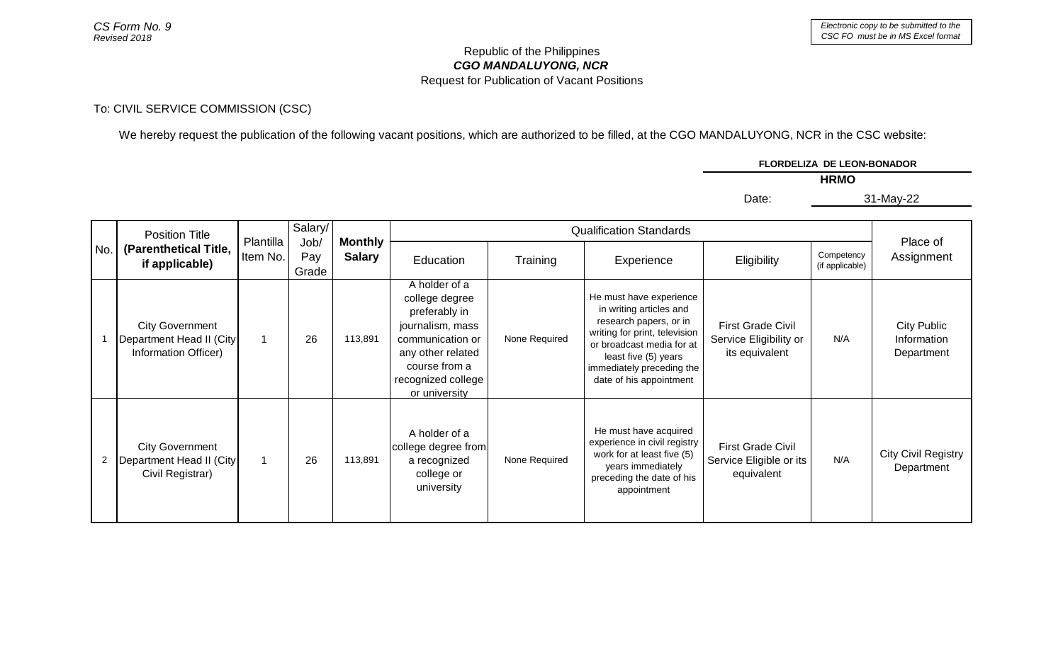*CS Form No. 9*
*Revised 2018*

*Electronic copy to be submitted to the CSC FO must be in MS Excel format*

Republic of the Philippines
***CGO MANDALUYONG, NCR***
Request for Publication of Vacant Positions

To: CIVIL SERVICE COMMISSION (CSC)

We hereby request the publication of the following vacant positions, which are authorized to be filled, at the CGO MANDALUYONG, NCR in the CSC website:

**FLORDELIZA DE LEON-BONADOR**
**HRMO**

Date: 31-May-22

| No. | Position Title **(Parenthetical Title, if applicable)** | Plantilla Item No. | Salary/ Job/ Pay Grade | **Monthly Salary** | Qualification Standards | | | | | Place of Assignment |
|---|---|---|---|---|---|---|---|---|---|---|
| | | | | | Education | Training | Experience | Eligibility | Competency (if applicable) | |
| 1 | City Government Department Head II (City Information Officer) | 1 | 26 | 113,891 | A holder of a college degree preferably in journalism, mass communication or any other related course from a recognized college or university | None Required | He must have experience in writing articles and research papers, or in writing for print, television or broadcast media for at least five (5) years immediately preceding the date of his appointment | First Grade Civil Service Eligibility or its equivalent | N/A | City Public Information Department |
| 2 | City Government Department Head II (City Civil Registrar) | 1 | 26 | 113,891 | A holder of a college degree from a recognized college or university | None Required | He must have acquired experience in civil registry work for at least five (5) years immediately preceding the date of his appointment | First Grade Civil Service Eligible or its equivalent | N/A | City Civil Registry Department |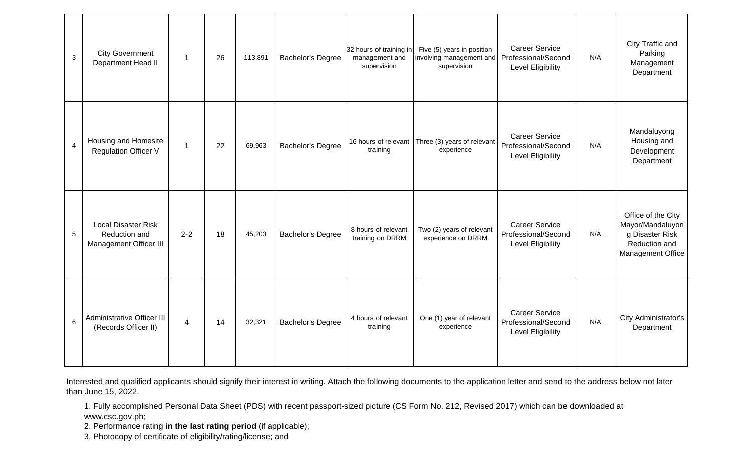| 3 | City Government Department Head II | 1 | 26 | 113,891 | Bachelor's Degree | 32 hours of training in management and supervision | Five (5) years in position involving management and supervision | Career Service Professional/Second Level Eligibility | N/A | City Traffic and Parking Management Department |
|---|---|---|---|---|---|---|---|---|---|---|
| 4 | Housing and Homesite Regulation Officer V | 1 | 22 | 69,963 | Bachelor's Degree | 16 hours of relevant training | Three (3) years of relevant experience | Career Service Professional/Second Level Eligibility | N/A | Mandaluyong Housing and Development Department |
| 5 | Local Disaster Risk Reduction and Management Officer III | 2-2 | 18 | 45,203 | Bachelor's Degree | 8 hours of relevant training on DRRM | Two (2) years of relevant experience on DRRM | Career Service Professional/Second Level Eligibility | N/A | Office of the City Mayor/Mandaluyong Disaster Risk Reduction and Management Office |
| 6 | Administrative Officer III (Records Officer II) | 4 | 14 | 32,321 | Bachelor's Degree | 4 hours of relevant training | One (1) year of relevant experience | Career Service Professional/Second Level Eligibility | N/A | City Administrator's Department |

Interested and qualified applicants should signify their interest in writing. Attach the following documents to the application letter and send to the address below not later than June 15, 2022.

1. Fully accomplished Personal Data Sheet (PDS) with recent passport-sized picture (CS Form No. 212, Revised 2017) which can be downloaded at www.csc.gov.ph;
2. Performance rating **in the last rating period** (if applicable);
3. Photocopy of certificate of eligibility/rating/license; and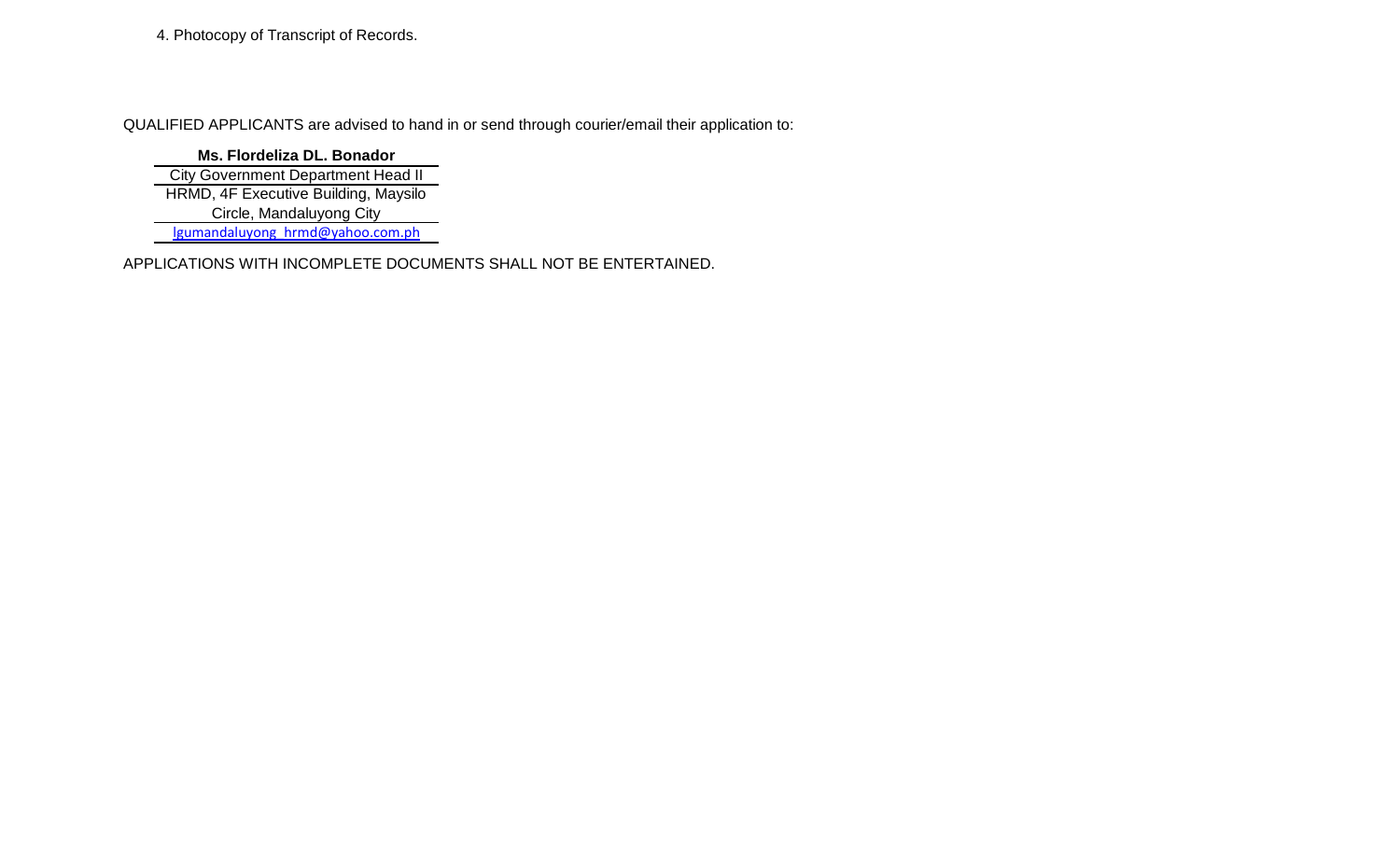4. Photocopy of Transcript of Records.

QUALIFIED APPLICANTS are advised to hand in or send through courier/email their application to:

**Ms. Flordeliza DL. Bonador**
City Government Department Head II
HRMD, 4F Executive Building, Maysilo Circle, Mandaluyong City
lgumandaluyong_hrmd@yahoo.com.ph

APPLICATIONS WITH INCOMPLETE DOCUMENTS SHALL NOT BE ENTERTAINED.